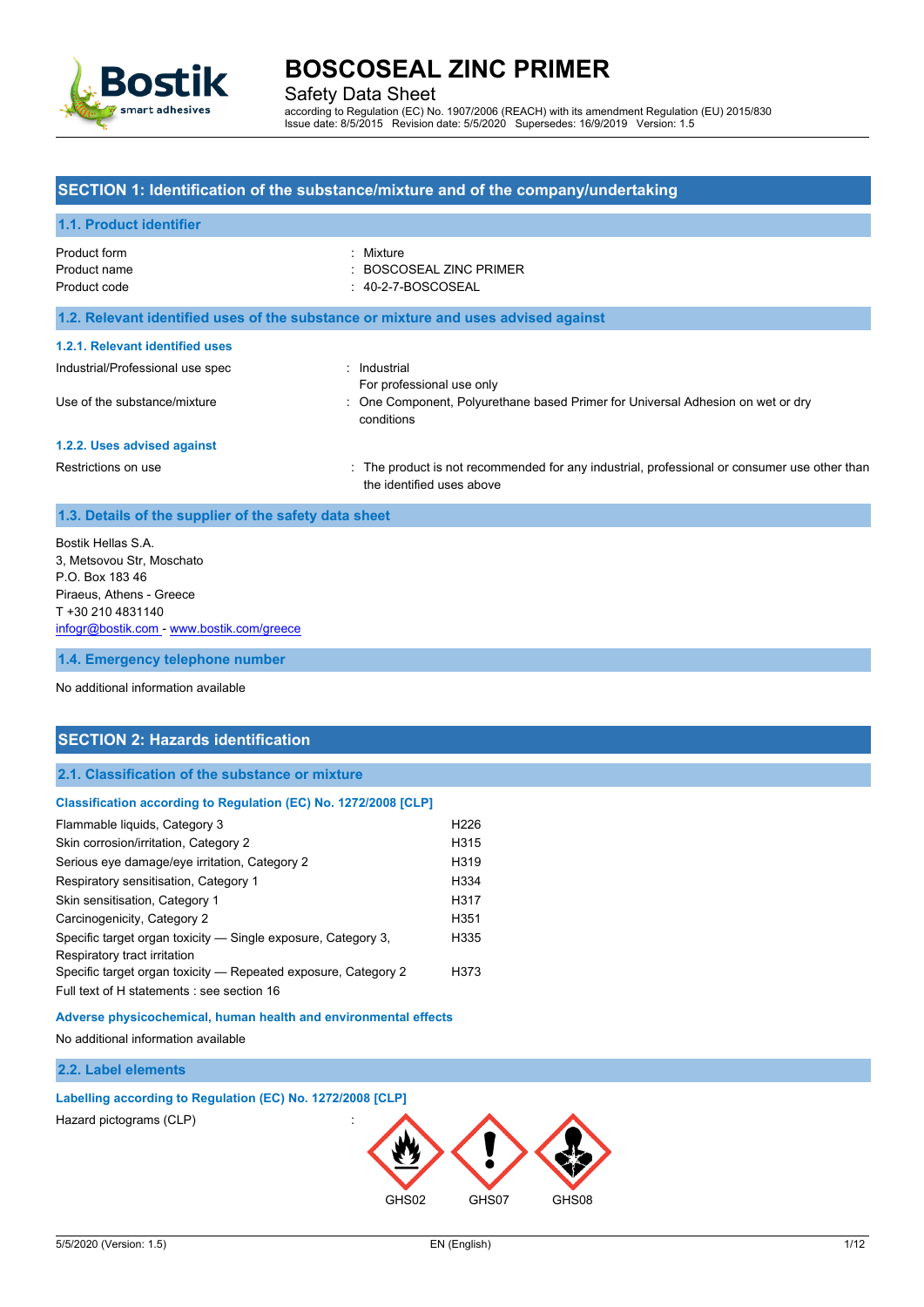# BOSCOSEAL ZINC PRIMER

Safety Data Sheet

according to Regulation (EC) No. 1907/2006 (REACH) with its amendment Regulation (EU) 2015/830
Issue date: 8/5/2015 Revision date: 5/5/2020 Supersedes: 16/9/2019 Version: 1.5

## SECTION 1: Identification of the substance/mixture and of the company/undertaking

### 1.1. Product identifier

| | |
|---|---|
| Product form | : Mixture |
| Product name | : BOSCOSEAL ZINC PRIMER |
| Product code | : 40-2-7-BOSCOSEAL |

### 1.2. Relevant identified uses of the substance or mixture and uses advised against

#### 1.2.1. Relevant identified uses

| | |
|---|---|
| Industrial/Professional use spec | : Industrial<br>For professional use only |
| Use of the substance/mixture | : One Component, Polyurethane based Primer for Universal Adhesion on wet or dry conditions |

#### 1.2.2. Uses advised against

| | |
|---|---|
| Restrictions on use | : The product is not recommended for any industrial, professional or consumer use other than the identified uses above |

### 1.3. Details of the supplier of the safety data sheet

Bostik Hellas S.A.
3, Metsovou Str, Moschato
P.O. Box 183 46
Piraeus, Athens - Greece
T +30 210 4831140
infogr@bostik.com - www.bostik.com/greece

### 1.4. Emergency telephone number

No additional information available

## SECTION 2: Hazards identification

### 2.1. Classification of the substance or mixture

#### Classification according to Regulation (EC) No. 1272/2008 [CLP]

| | |
|---|---|
| Flammable liquids, Category 3 | H226 |
| Skin corrosion/irritation, Category 2 | H315 |
| Serious eye damage/eye irritation, Category 2 | H319 |
| Respiratory sensitisation, Category 1 | H334 |
| Skin sensitisation, Category 1 | H317 |
| Carcinogenicity, Category 2 | H351 |
| Specific target organ toxicity — Single exposure, Category 3, Respiratory tract irritation | H335 |
| Specific target organ toxicity — Repeated exposure, Category 2 | H373 |

Full text of H statements : see section 16

#### Adverse physicochemical, human health and environmental effects

No additional information available

### 2.2. Label elements

#### Labelling according to Regulation (EC) No. 1272/2008 [CLP]

Hazard pictograms (CLP) :

GHS02 GHS07 GHS08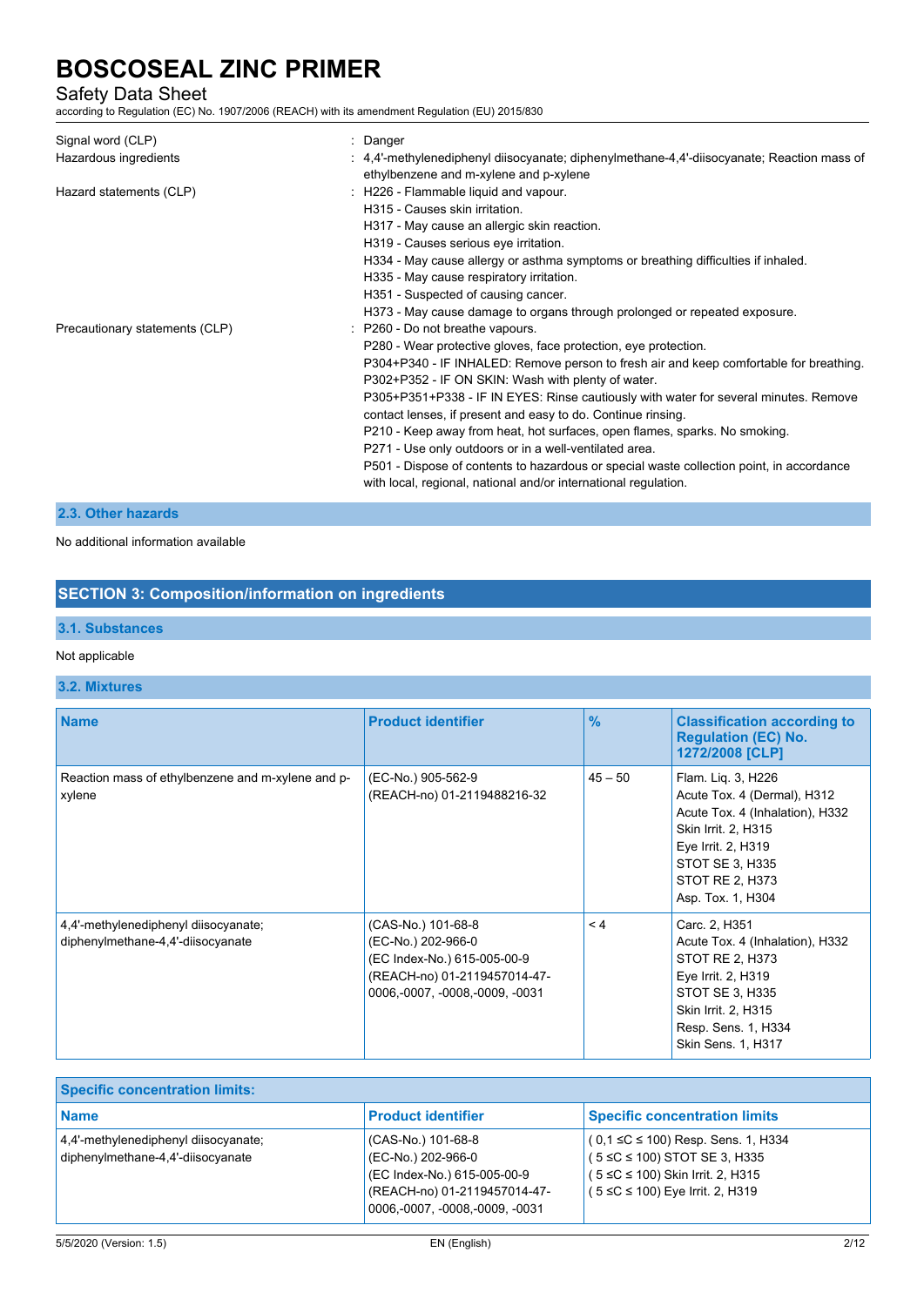| | |
|---|---|
| Signal word (CLP) | : Danger |
| Hazardous ingredients | : 4,4'-methylenediphenyl diisocyanate; diphenylmethane-4,4'-diisocyanate; Reaction mass of ethylbenzene and m-xylene and p-xylene |
| Hazard statements (CLP) | : H226 - Flammable liquid and vapour.<br>H315 - Causes skin irritation.<br>H317 - May cause an allergic skin reaction.<br>H319 - Causes serious eye irritation.<br>H334 - May cause allergy or asthma symptoms or breathing difficulties if inhaled.<br>H335 - May cause respiratory irritation.<br>H351 - Suspected of causing cancer.<br>H373 - May cause damage to organs through prolonged or repeated exposure. |
| Precautionary statements (CLP) | : P260 - Do not breathe vapours.<br>P280 - Wear protective gloves, face protection, eye protection.<br>P304+P340 - IF INHALED: Remove person to fresh air and keep comfortable for breathing.<br>P302+P352 - IF ON SKIN: Wash with plenty of water.<br>P305+P351+P338 - IF IN EYES: Rinse cautiously with water for several minutes. Remove contact lenses, if present and easy to do. Continue rinsing.<br>P210 - Keep away from heat, hot surfaces, open flames, sparks. No smoking.<br>P271 - Use only outdoors or in a well-ventilated area.<br>P501 - Dispose of contents to hazardous or special waste collection point, in accordance with local, regional, national and/or international regulation. |

### 2.3. Other hazards

No additional information available

## SECTION 3: Composition/information on ingredients

### 3.1. Substances

Not applicable

### 3.2. Mixtures

| Name | Product identifier | % | Classification according to Regulation (EC) No. 1272/2008 [CLP] |
|---|---|---|---|
| Reaction mass of ethylbenzene and m-xylene and p-xylene | (EC-No.) 905-562-9<br>(REACH-no) 01-2119488216-32 | 45 – 50 | Flam. Liq. 3, H226<br>Acute Tox. 4 (Dermal), H312<br>Acute Tox. 4 (Inhalation), H332<br>Skin Irrit. 2, H315<br>Eye Irrit. 2, H319<br>STOT SE 3, H335<br>STOT RE 2, H373<br>Asp. Tox. 1, H304 |
| 4,4'-methylenediphenyl diisocyanate; diphenylmethane-4,4'-diisocyanate | (CAS-No.) 101-68-8<br>(EC-No.) 202-966-0<br>(EC Index-No.) 615-005-00-9<br>(REACH-no) 01-2119457014-47-0006,-0007, -0008,-0009, -0031 | < 4 | Carc. 2, H351<br>Acute Tox. 4 (Inhalation), H332<br>STOT RE 2, H373<br>Eye Irrit. 2, H319<br>STOT SE 3, H335<br>Skin Irrit. 2, H315<br>Resp. Sens. 1, H334<br>Skin Sens. 1, H317 |

| Specific concentration limits: | | |
|---|---|---|
| **Name** | **Product identifier** | **Specific concentration limits** |
| 4,4'-methylenediphenyl diisocyanate; diphenylmethane-4,4'-diisocyanate | (CAS-No.) 101-68-8<br>(EC-No.) 202-966-0<br>(EC Index-No.) 615-005-00-9<br>(REACH-no) 01-2119457014-47-0006,-0007, -0008,-0009, -0031 | ( 0,1 ≤C ≤ 100) Resp. Sens. 1, H334<br>( 5 ≤C ≤ 100) STOT SE 3, H335<br>( 5 ≤C ≤ 100) Skin Irrit. 2, H315<br>( 5 ≤C ≤ 100) Eye Irrit. 2, H319 |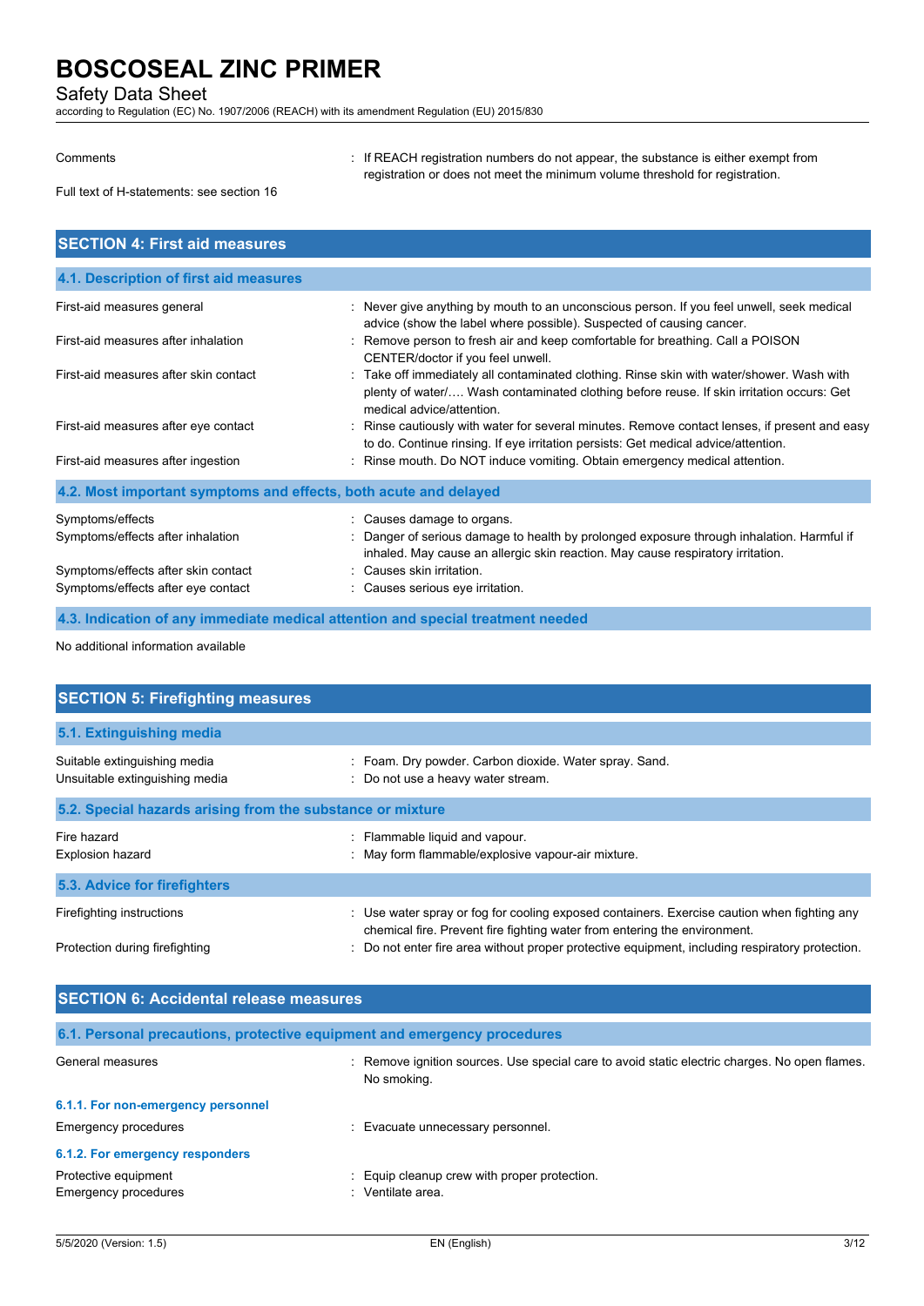| | |
|---|---|
| Comments | If REACH registration numbers do not appear, the substance is either exempt from registration or does not meet the minimum volume threshold for registration. |

Full text of H-statements: see section 16

## SECTION 4: First aid measures

### 4.1. Description of first aid measures

| | |
|---|---|
| First-aid measures general | Never give anything by mouth to an unconscious person. If you feel unwell, seek medical advice (show the label where possible). Suspected of causing cancer. |
| First-aid measures after inhalation | Remove person to fresh air and keep comfortable for breathing. Call a POISON CENTER/doctor if you feel unwell. |
| First-aid measures after skin contact | Take off immediately all contaminated clothing. Rinse skin with water/shower. Wash with plenty of water/…. Wash contaminated clothing before reuse. If skin irritation occurs: Get medical advice/attention. |
| First-aid measures after eye contact | Rinse cautiously with water for several minutes. Remove contact lenses, if present and easy to do. Continue rinsing. If eye irritation persists: Get medical advice/attention. |
| First-aid measures after ingestion | Rinse mouth. Do NOT induce vomiting. Obtain emergency medical attention. |

### 4.2. Most important symptoms and effects, both acute and delayed

| | |
|---|---|
| Symptoms/effects | Causes damage to organs. |
| Symptoms/effects after inhalation | Danger of serious damage to health by prolonged exposure through inhalation. Harmful if inhaled. May cause an allergic skin reaction. May cause respiratory irritation. |
| Symptoms/effects after skin contact | Causes skin irritation. |
| Symptoms/effects after eye contact | Causes serious eye irritation. |

### 4.3. Indication of any immediate medical attention and special treatment needed

No additional information available

## SECTION 5: Firefighting measures

### 5.1. Extinguishing media

| | |
|---|---|
| Suitable extinguishing media | Foam. Dry powder. Carbon dioxide. Water spray. Sand. |
| Unsuitable extinguishing media | Do not use a heavy water stream. |

### 5.2. Special hazards arising from the substance or mixture

| | |
|---|---|
| Fire hazard | Flammable liquid and vapour. |
| Explosion hazard | May form flammable/explosive vapour-air mixture. |

### 5.3. Advice for firefighters

| | |
|---|---|
| Firefighting instructions | Use water spray or fog for cooling exposed containers. Exercise caution when fighting any chemical fire. Prevent fire fighting water from entering the environment. |
| Protection during firefighting | Do not enter fire area without proper protective equipment, including respiratory protection. |

## SECTION 6: Accidental release measures

### 6.1. Personal precautions, protective equipment and emergency procedures

| | |
|---|---|
| General measures | Remove ignition sources. Use special care to avoid static electric charges. No open flames. No smoking. |

#### 6.1.1. For non-emergency personnel

| | |
|---|---|
| Emergency procedures | Evacuate unnecessary personnel. |

#### 6.1.2. For emergency responders

| | |
|---|---|
| Protective equipment | Equip cleanup crew with proper protection. |
| Emergency procedures | Ventilate area. |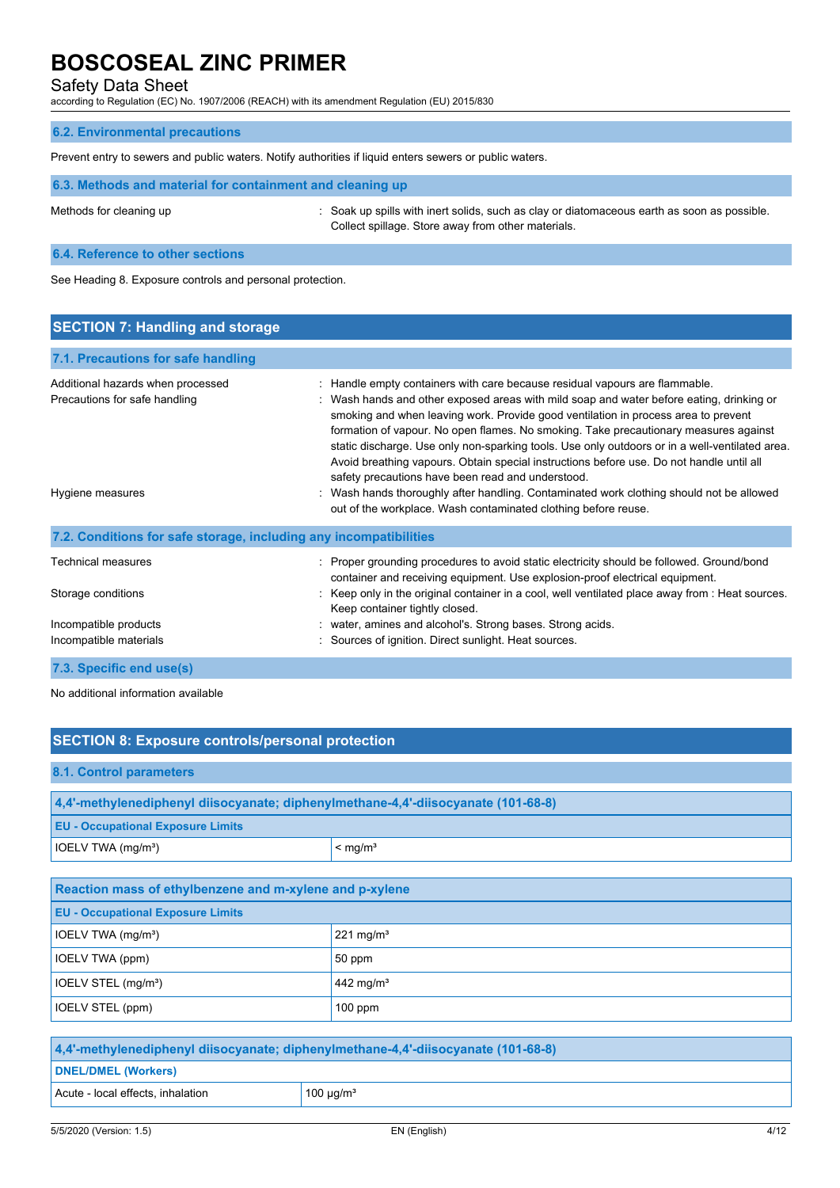### 6.2. Environmental precautions

Prevent entry to sewers and public waters. Notify authorities if liquid enters sewers or public waters.

### 6.3. Methods and material for containment and cleaning up

Methods for cleaning up : Soak up spills with inert solids, such as clay or diatomaceous earth as soon as possible. Collect spillage. Store away from other materials.

### 6.4. Reference to other sections

See Heading 8. Exposure controls and personal protection.

## SECTION 7: Handling and storage

### 7.1. Precautions for safe handling

Additional hazards when processed : Handle empty containers with care because residual vapours are flammable.

Precautions for safe handling : Wash hands and other exposed areas with mild soap and water before eating, drinking or smoking and when leaving work. Provide good ventilation in process area to prevent formation of vapour. No open flames. No smoking. Take precautionary measures against static discharge. Use only non-sparking tools. Use only outdoors or in a well-ventilated area. Avoid breathing vapours. Obtain special instructions before use. Do not handle until all safety precautions have been read and understood.

Hygiene measures : Wash hands thoroughly after handling. Contaminated work clothing should not be allowed out of the workplace. Wash contaminated clothing before reuse.

### 7.2. Conditions for safe storage, including any incompatibilities

Technical measures : Proper grounding procedures to avoid static electricity should be followed. Ground/bond container and receiving equipment. Use explosion-proof electrical equipment.

Storage conditions : Keep only in the original container in a cool, well ventilated place away from : Heat sources. Keep container tightly closed.

Incompatible products : water, amines and alcohol's. Strong bases. Strong acids.

Incompatible materials : Sources of ignition. Direct sunlight. Heat sources.

### 7.3. Specific end use(s)

No additional information available

## SECTION 8: Exposure controls/personal protection

### 8.1. Control parameters

| 4,4'-methylenediphenyl diisocyanate; diphenylmethane-4,4'-diisocyanate (101-68-8) | |
|---|---|
| **EU - Occupational Exposure Limits** | |
| IOELV TWA (mg/m³) | < mg/m³ |

| Reaction mass of ethylbenzene and m-xylene and p-xylene | |
|---|---|
| **EU - Occupational Exposure Limits** | |
| IOELV TWA (mg/m³) | 221 mg/m³ |
| IOELV TWA (ppm) | 50 ppm |
| IOELV STEL (mg/m³) | 442 mg/m³ |
| IOELV STEL (ppm) | 100 ppm |

| 4,4'-methylenediphenyl diisocyanate; diphenylmethane-4,4'-diisocyanate (101-68-8) | |
|---|---|
| **DNEL/DMEL (Workers)** | |
| Acute - local effects, inhalation | 100 µg/m³ |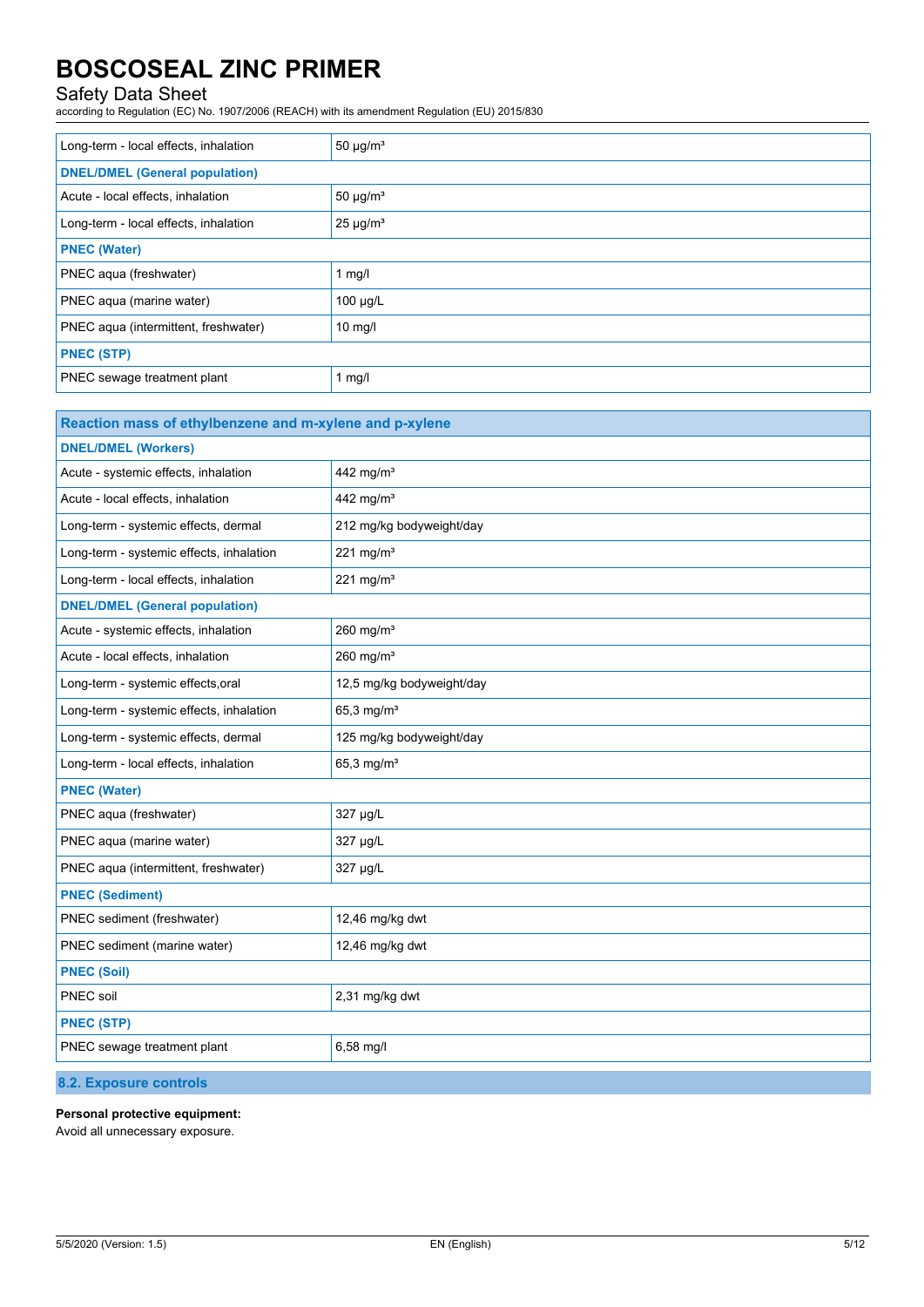| Long-term - local effects, inhalation | 50 µg/m³ |
|---|---|
| **DNEL/DMEL (General population)** | |
| Acute - local effects, inhalation | 50 µg/m³ |
| Long-term - local effects, inhalation | 25 µg/m³ |
| **PNEC (Water)** | |
| PNEC aqua (freshwater) | 1 mg/l |
| PNEC aqua (marine water) | 100 µg/L |
| PNEC aqua (intermittent, freshwater) | 10 mg/l |
| **PNEC (STP)** | |
| PNEC sewage treatment plant | 1 mg/l |

| Reaction mass of ethylbenzene and m-xylene and p-xylene | |
|---|---|
| **DNEL/DMEL (Workers)** | |
| Acute - systemic effects, inhalation | 442 mg/m³ |
| Acute - local effects, inhalation | 442 mg/m³ |
| Long-term - systemic effects, dermal | 212 mg/kg bodyweight/day |
| Long-term - systemic effects, inhalation | 221 mg/m³ |
| Long-term - local effects, inhalation | 221 mg/m³ |
| **DNEL/DMEL (General population)** | |
| Acute - systemic effects, inhalation | 260 mg/m³ |
| Acute - local effects, inhalation | 260 mg/m³ |
| Long-term - systemic effects,oral | 12,5 mg/kg bodyweight/day |
| Long-term - systemic effects, inhalation | 65,3 mg/m³ |
| Long-term - systemic effects, dermal | 125 mg/kg bodyweight/day |
| Long-term - local effects, inhalation | 65,3 mg/m³ |
| **PNEC (Water)** | |
| PNEC aqua (freshwater) | 327 µg/L |
| PNEC aqua (marine water) | 327 µg/L |
| PNEC aqua (intermittent, freshwater) | 327 µg/L |
| **PNEC (Sediment)** | |
| PNEC sediment (freshwater) | 12,46 mg/kg dwt |
| PNEC sediment (marine water) | 12,46 mg/kg dwt |
| **PNEC (Soil)** | |
| PNEC soil | 2,31 mg/kg dwt |
| **PNEC (STP)** | |
| PNEC sewage treatment plant | 6,58 mg/l |

## 8.2. Exposure controls

**Personal protective equipment:**

Avoid all unnecessary exposure.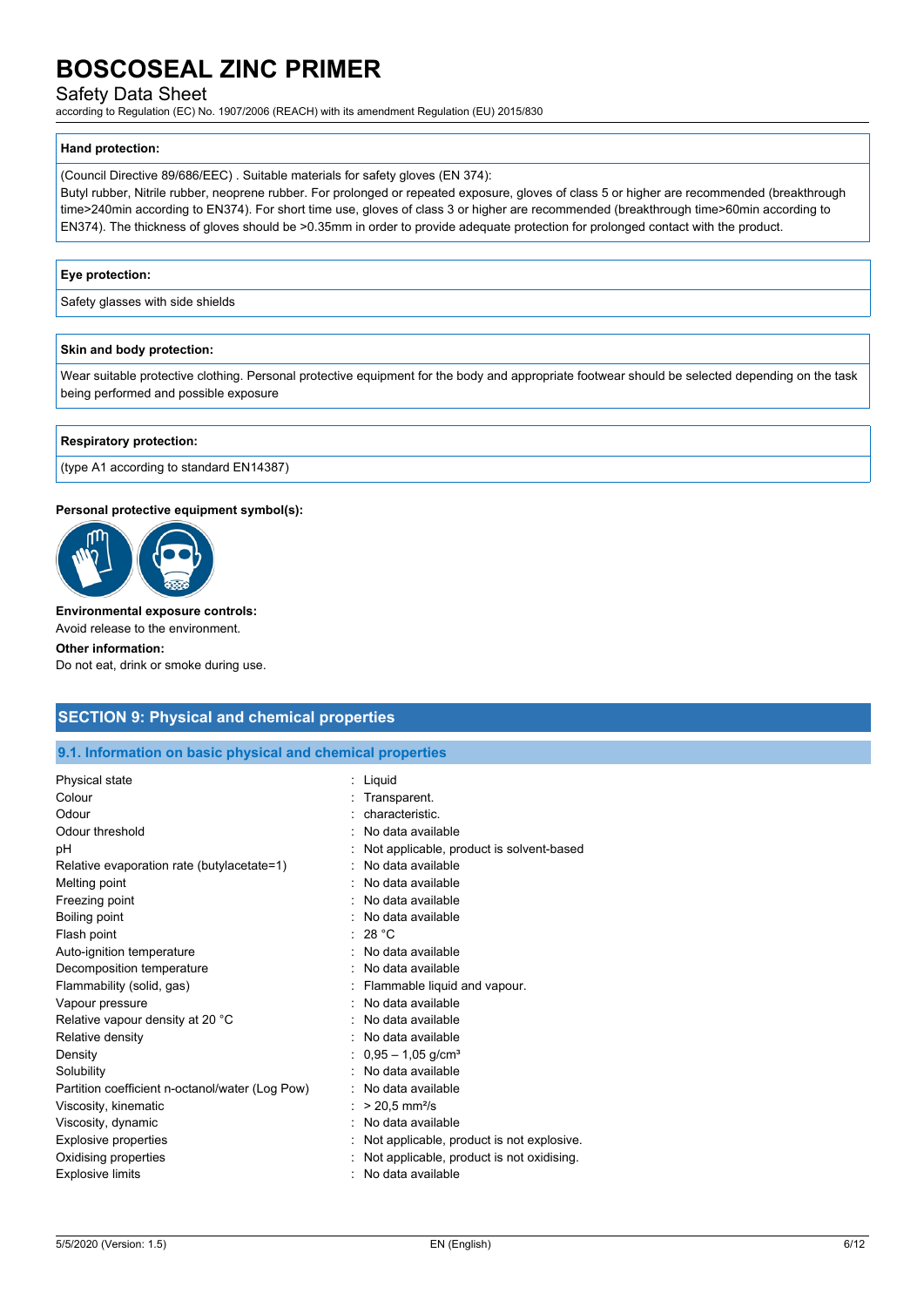#### Hand protection:

(Council Directive 89/686/EEC) . Suitable materials for safety gloves (EN 374):
Butyl rubber, Nitrile rubber, neoprene rubber. For prolonged or repeated exposure, gloves of class 5 or higher are recommended (breakthrough time>240min according to EN374). For short time use, gloves of class 3 or higher are recommended (breakthrough time>60min according to EN374). The thickness of gloves should be >0.35mm in order to provide adequate protection for prolonged contact with the product.

#### Eye protection:

Safety glasses with side shields

#### Skin and body protection:

Wear suitable protective clothing. Personal protective equipment for the body and appropriate footwear should be selected depending on the task being performed and possible exposure

#### Respiratory protection:

(type A1 according to standard EN14387)

**Personal protective equipment symbol(s):**

**Environmental exposure controls:**
Avoid release to the environment.

**Other information:**
Do not eat, drink or smoke during use.

## SECTION 9: Physical and chemical properties

### 9.1. Information on basic physical and chemical properties

| Property | Value |
|---|---|
| Physical state | Liquid |
| Colour | Transparent. |
| Odour | characteristic. |
| Odour threshold | No data available |
| pH | Not applicable, product is solvent-based |
| Relative evaporation rate (butylacetate=1) | No data available |
| Melting point | No data available |
| Freezing point | No data available |
| Boiling point | No data available |
| Flash point | 28 °C |
| Auto-ignition temperature | No data available |
| Decomposition temperature | No data available |
| Flammability (solid, gas) | Flammable liquid and vapour. |
| Vapour pressure | No data available |
| Relative vapour density at 20 °C | No data available |
| Relative density | No data available |
| Density | 0,95 – 1,05 g/cm³ |
| Solubility | No data available |
| Partition coefficient n-octanol/water (Log Pow) | No data available |
| Viscosity, kinematic | > 20,5 mm²/s |
| Viscosity, dynamic | No data available |
| Explosive properties | Not applicable, product is not explosive. |
| Oxidising properties | Not applicable, product is not oxidising. |
| Explosive limits | No data available |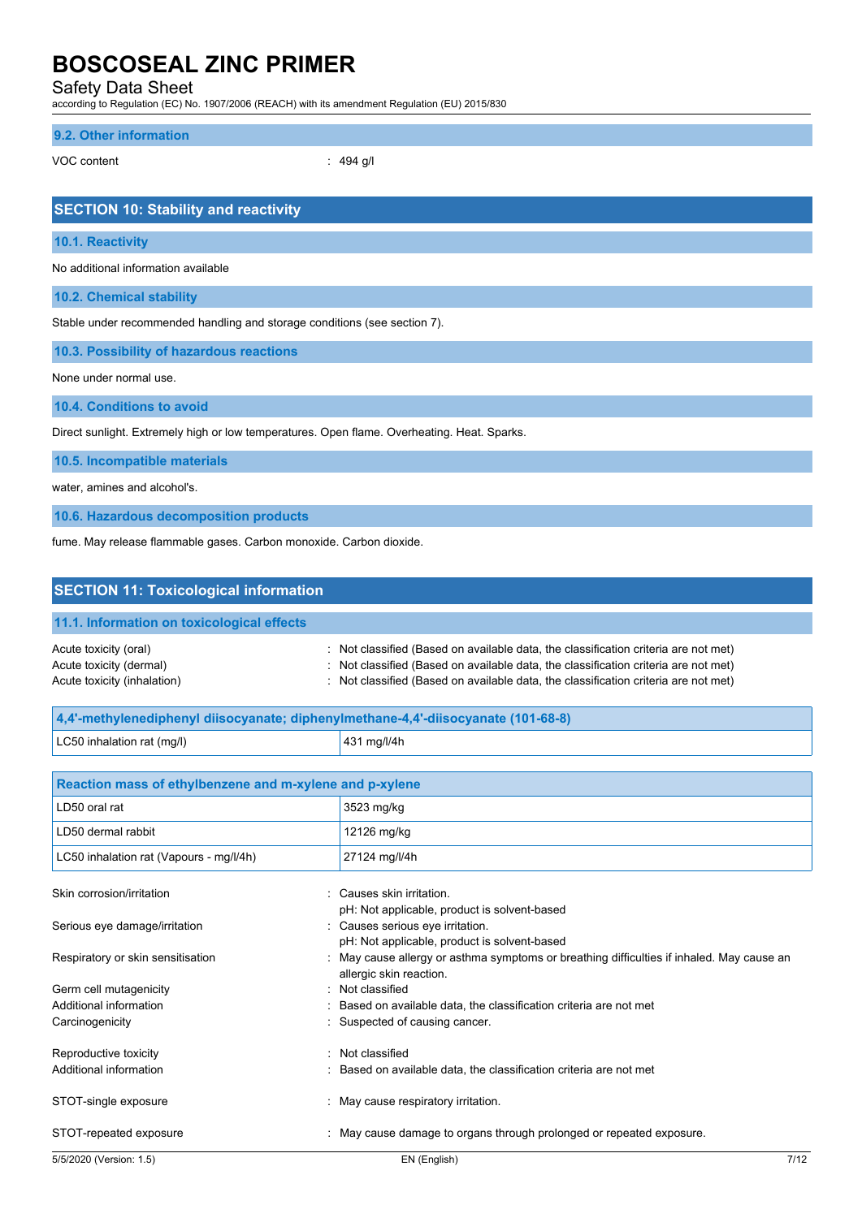### 9.2. Other information

VOC content : 494 g/l

## SECTION 10: Stability and reactivity

### 10.1. Reactivity

No additional information available

### 10.2. Chemical stability

Stable under recommended handling and storage conditions (see section 7).

### 10.3. Possibility of hazardous reactions

None under normal use.

### 10.4. Conditions to avoid

Direct sunlight. Extremely high or low temperatures. Open flame. Overheating. Heat. Sparks.

### 10.5. Incompatible materials

water, amines and alcohol's.

### 10.6. Hazardous decomposition products

fume. May release flammable gases. Carbon monoxide. Carbon dioxide.

## SECTION 11: Toxicological information

### 11.1. Information on toxicological effects

Acute toxicity (oral) : Not classified (Based on available data, the classification criteria are not met)

Acute toxicity (dermal) : Not classified (Based on available data, the classification criteria are not met)

Acute toxicity (inhalation) : Not classified (Based on available data, the classification criteria are not met)

| 4,4'-methylenediphenyl diisocyanate; diphenylmethane-4,4'-diisocyanate (101-68-8) | |
|---|---|
| LC50 inhalation rat (mg/l) | 431 mg/l/4h |

| Reaction mass of ethylbenzene and m-xylene and p-xylene | |
|---|---|
| LD50 oral rat | 3523 mg/kg |
| LD50 dermal rabbit | 12126 mg/kg |
| LC50 inhalation rat (Vapours - mg/l/4h) | 27124 mg/l/4h |

Skin corrosion/irritation : Causes skin irritation.
pH: Not applicable, product is solvent-based

Serious eye damage/irritation : Causes serious eye irritation.
pH: Not applicable, product is solvent-based

Respiratory or skin sensitisation : May cause allergy or asthma symptoms or breathing difficulties if inhaled. May cause an allergic skin reaction.

Germ cell mutagenicity : Not classified

Additional information : Based on available data, the classification criteria are not met

Carcinogenicity : Suspected of causing cancer.

Reproductive toxicity : Not classified

Additional information : Based on available data, the classification criteria are not met

STOT-single exposure : May cause respiratory irritation.

STOT-repeated exposure : May cause damage to organs through prolonged or repeated exposure.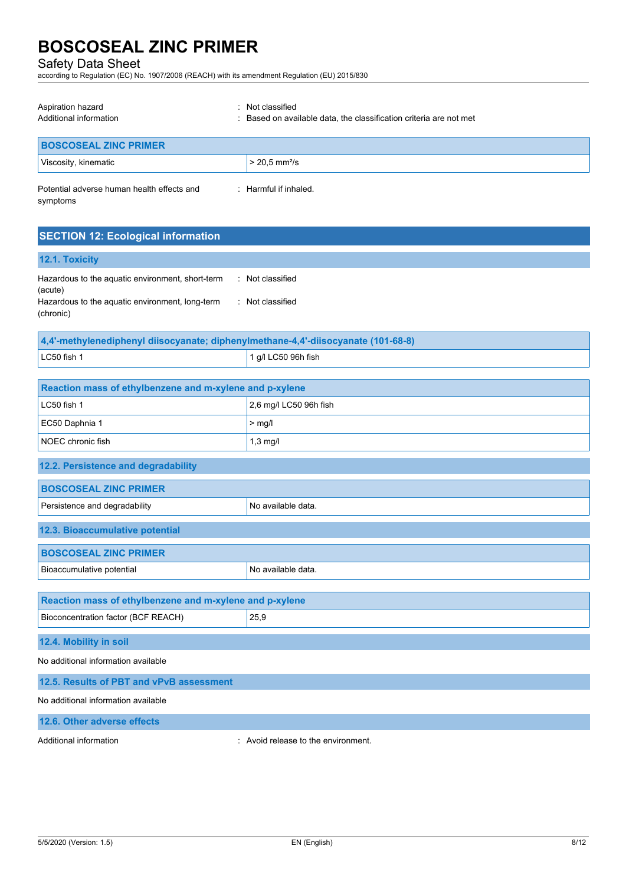Aspiration hazard : Not classified
Additional information : Based on available data, the classification criteria are not met

| BOSCOSEAL ZINC PRIMER | |
|---|---|
| Viscosity, kinematic | > 20,5 $mm^2/s$ |

Potential adverse human health effects and symptoms : Harmful if inhaled.

## SECTION 12: Ecological information

### 12.1. Toxicity

Hazardous to the aquatic environment, short-term (acute) : Not classified
Hazardous to the aquatic environment, long-term (chronic) : Not classified

| 4,4'-methylenediphenyl diisocyanate; diphenylmethane-4,4'-diisocyanate (101-68-8) | |
|---|---|
| LC50 fish 1 | 1 g/l LC50 96h fish |

| Reaction mass of ethylbenzene and m-xylene and p-xylene | |
|---|---|
| LC50 fish 1 | 2,6 mg/l LC50 96h fish |
| EC50 Daphnia 1 | > mg/l |
| NOEC chronic fish | 1,3 mg/l |

### 12.2. Persistence and degradability

| BOSCOSEAL ZINC PRIMER | |
|---|---|
| Persistence and degradability | No available data. |

### 12.3. Bioaccumulative potential

| BOSCOSEAL ZINC PRIMER | |
|---|---|
| Bioaccumulative potential | No available data. |

| Reaction mass of ethylbenzene and m-xylene and p-xylene | |
|---|---|
| Bioconcentration factor (BCF REACH) | 25,9 |

### 12.4. Mobility in soil

No additional information available

### 12.5. Results of PBT and vPvB assessment

No additional information available

### 12.6. Other adverse effects

Additional information : Avoid release to the environment.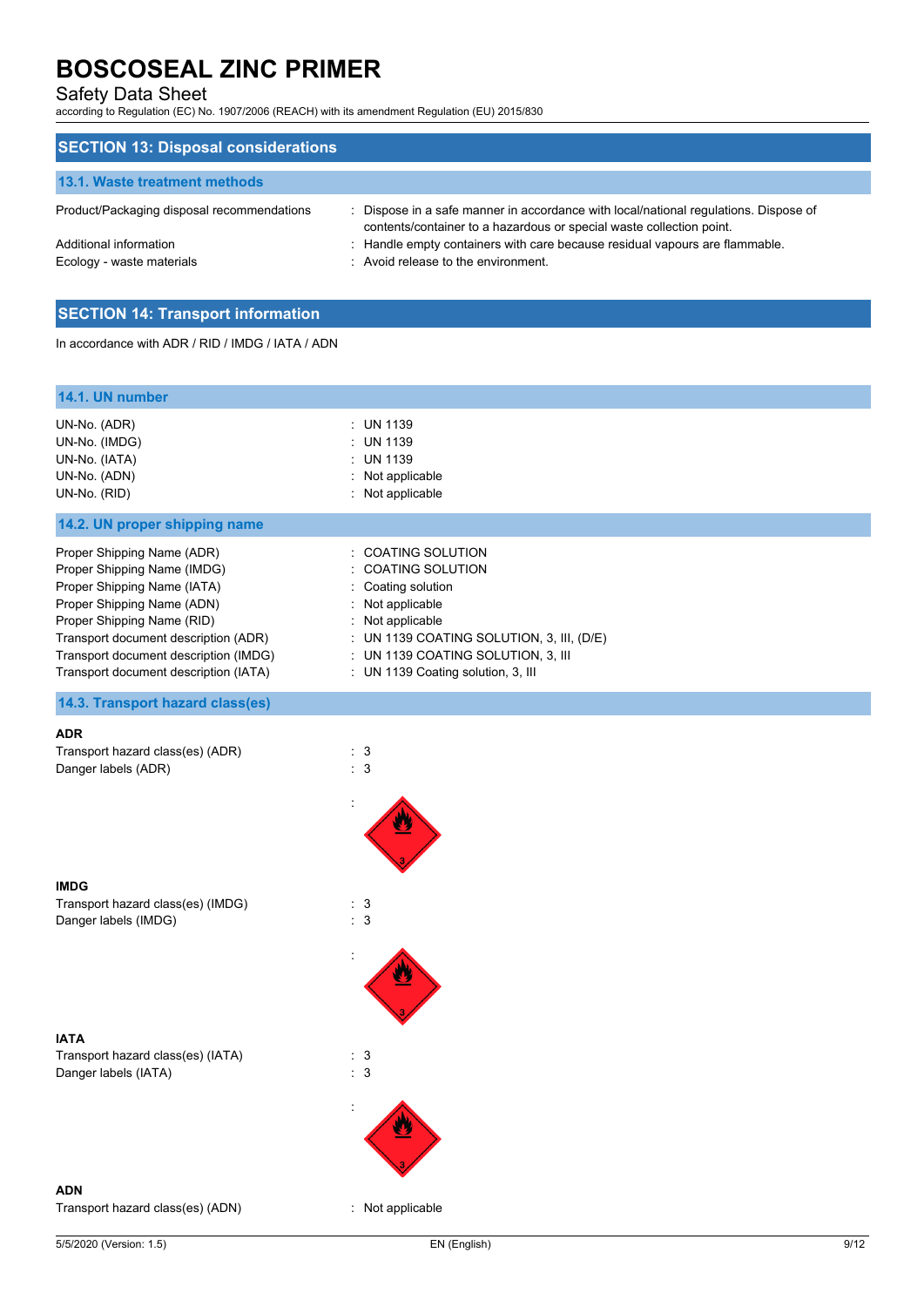## SECTION 13: Disposal considerations

### 13.1. Waste treatment methods

| | |
|---|---|
| Product/Packaging disposal recommendations | : Dispose in a safe manner in accordance with local/national regulations. Dispose of contents/container to a hazardous or special waste collection point. |
| Additional information | : Handle empty containers with care because residual vapours are flammable. |
| Ecology - waste materials | : Avoid release to the environment. |

## SECTION 14: Transport information

In accordance with ADR / RID / IMDG / IATA / ADN

### 14.1. UN number

| | |
|---|---|
| UN-No. (ADR) | : UN 1139 |
| UN-No. (IMDG) | : UN 1139 |
| UN-No. (IATA) | : UN 1139 |
| UN-No. (ADN) | : Not applicable |
| UN-No. (RID) | : Not applicable |

### 14.2. UN proper shipping name

| | |
|---|---|
| Proper Shipping Name (ADR) | : COATING SOLUTION |
| Proper Shipping Name (IMDG) | : COATING SOLUTION |
| Proper Shipping Name (IATA) | : Coating solution |
| Proper Shipping Name (ADN) | : Not applicable |
| Proper Shipping Name (RID) | : Not applicable |
| Transport document description (ADR) | : UN 1139 COATING SOLUTION, 3, III, (D/E) |
| Transport document description (IMDG) | : UN 1139 COATING SOLUTION, 3, III |
| Transport document description (IATA) | : UN 1139 Coating solution, 3, III |

### 14.3. Transport hazard class(es)

**ADR**

| | |
|---|---|
| Transport hazard class(es) (ADR) | : 3 |
| Danger labels (ADR) | : 3 |

**IMDG**

| | |
|---|---|
| Transport hazard class(es) (IMDG) | : 3 |
| Danger labels (IMDG) | : 3 |

**IATA**

| | |
|---|---|
| Transport hazard class(es) (IATA) | : 3 |
| Danger labels (IATA) | : 3 |

**ADN**

| | |
|---|---|
| Transport hazard class(es) (ADN) | : Not applicable |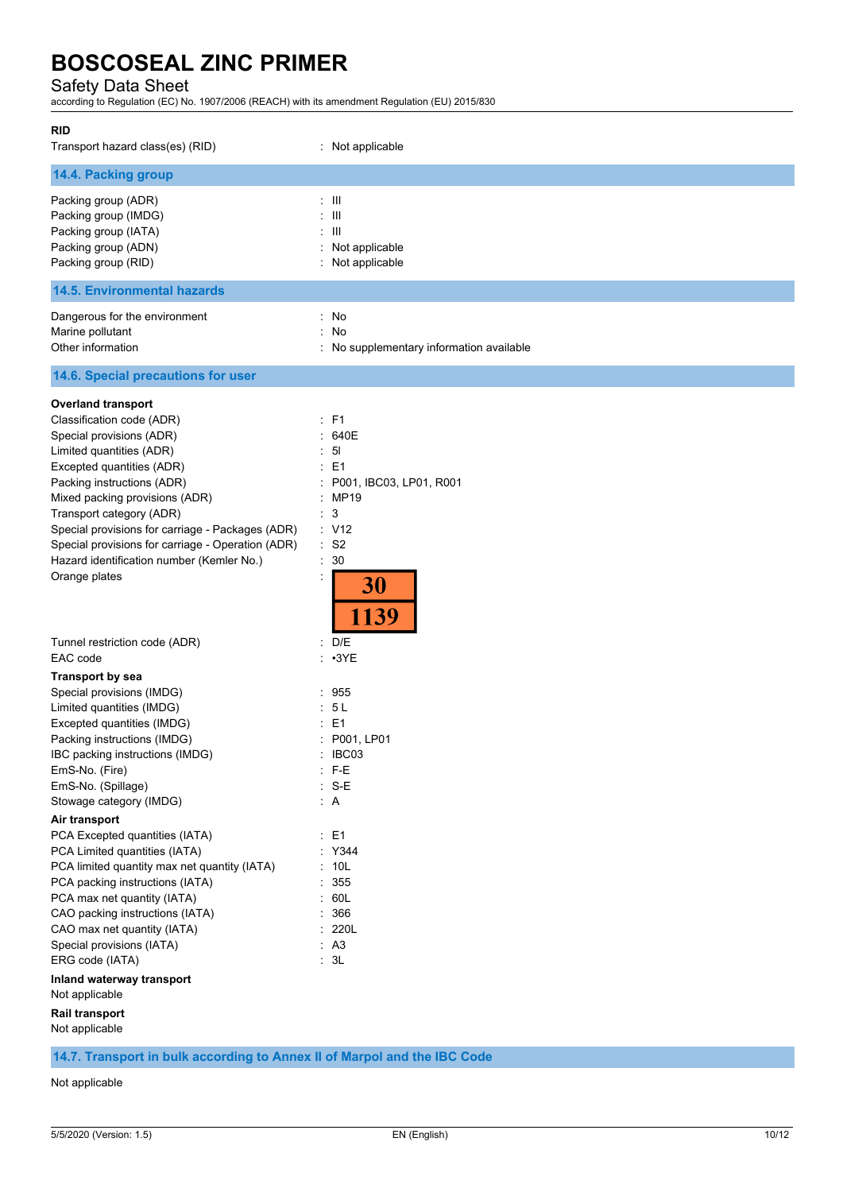**RID**

Transport hazard class(es) (RID) : Not applicable

## 14.4. Packing group

| | |
|---|---|
| Packing group (ADR) | : III |
| Packing group (IMDG) | : III |
| Packing group (IATA) | : III |
| Packing group (ADN) | : Not applicable |
| Packing group (RID) | : Not applicable |

## 14.5. Environmental hazards

| | |
|---|---|
| Dangerous for the environment | : No |
| Marine pollutant | : No |
| Other information | : No supplementary information available |

## 14.6. Special precautions for user

**Overland transport**

| | |
|---|---|
| Classification code (ADR) | : F1 |
| Special provisions (ADR) | : 640E |
| Limited quantities (ADR) | : 5l |
| Excepted quantities (ADR) | : E1 |
| Packing instructions (ADR) | : P001, IBC03, LP01, R001 |
| Mixed packing provisions (ADR) | : MP19 |
| Transport category (ADR) | : 3 |
| Special provisions for carriage - Packages (ADR) | : V12 |
| Special provisions for carriage - Operation (ADR) | : S2 |
| Hazard identification number (Kemler No.) | : 30 |
| Orange plates | : 30 / 1139 |
| Tunnel restriction code (ADR) | : D/E |
| EAC code | : •3YE |

**Transport by sea**

| | |
|---|---|
| Special provisions (IMDG) | : 955 |
| Limited quantities (IMDG) | : 5 L |
| Excepted quantities (IMDG) | : E1 |
| Packing instructions (IMDG) | : P001, LP01 |
| IBC packing instructions (IMDG) | : IBC03 |
| EmS-No. (Fire) | : F-E |
| EmS-No. (Spillage) | : S-E |
| Stowage category (IMDG) | : A |

**Air transport**

| | |
|---|---|
| PCA Excepted quantities (IATA) | : E1 |
| PCA Limited quantities (IATA) | : Y344 |
| PCA limited quantity max net quantity (IATA) | : 10L |
| PCA packing instructions (IATA) | : 355 |
| PCA max net quantity (IATA) | : 60L |
| CAO packing instructions (IATA) | : 366 |
| CAO max net quantity (IATA) | : 220L |
| Special provisions (IATA) | : A3 |
| ERG code (IATA) | : 3L |

**Inland waterway transport**

Not applicable

**Rail transport**

Not applicable

## 14.7. Transport in bulk according to Annex II of Marpol and the IBC Code

Not applicable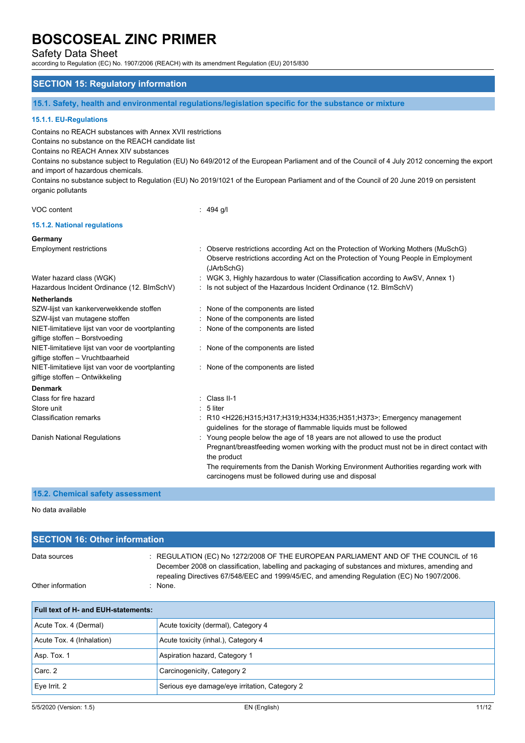## SECTION 15: Regulatory information

### 15.1. Safety, health and environmental regulations/legislation specific for the substance or mixture

#### 15.1.1. EU-Regulations

Contains no REACH substances with Annex XVII restrictions
Contains no substance on the REACH candidate list
Contains no REACH Annex XIV substances
Contains no substance subject to Regulation (EU) No 649/2012 of the European Parliament and of the Council of 4 July 2012 concerning the export and import of hazardous chemicals.
Contains no substance subject to Regulation (EU) No 2019/1021 of the European Parliament and of the Council of 20 June 2019 on persistent organic pollutants

VOC content : 494 g/l

#### 15.1.2. National regulations

**Germany**

| | |
|---|---|
| Employment restrictions | : Observe restrictions according Act on the Protection of Working Mothers (MuSchG) Observe restrictions according Act on the Protection of Young People in Employment (JArbSchG) |
| Water hazard class (WGK) | : WGK 3, Highly hazardous to water (Classification according to AwSV, Annex 1) |
| Hazardous Incident Ordinance (12. BImSchV) | : Is not subject of the Hazardous Incident Ordinance (12. BImSchV) |

**Netherlands**

| | |
|---|---|
| SZW-lijst van kankerverwekkende stoffen | : None of the components are listed |
| SZW-lijst van mutagene stoffen | : None of the components are listed |
| NIET-limitatieve lijst van voor de voortplanting giftige stoffen – Borstvoeding | : None of the components are listed |
| NIET-limitatieve lijst van voor de voortplanting giftige stoffen – Vruchtbaarheid | : None of the components are listed |
| NIET-limitatieve lijst van voor de voortplanting giftige stoffen – Ontwikkeling | : None of the components are listed |

**Denmark**

| | |
|---|---|
| Class for fire hazard | : Class II-1 |
| Store unit | : 5 liter |
| Classification remarks | : R10 <H226;H315;H317;H319;H334;H335;H351;H373>; Emergency management guidelines for the storage of flammable liquids must be followed |
| Danish National Regulations | : Young people below the age of 18 years are not allowed to use the product<br>Pregnant/breastfeeding women working with the product must not be in direct contact with the product<br>The requirements from the Danish Working Environment Authorities regarding work with carcinogens must be followed during use and disposal |

### 15.2. Chemical safety assessment

No data available

## SECTION 16: Other information

| | |
|---|---|
| Data sources | : REGULATION (EC) No 1272/2008 OF THE EUROPEAN PARLIAMENT AND OF THE COUNCIL of 16 December 2008 on classification, labelling and packaging of substances and mixtures, amending and repealing Directives 67/548/EEC and 1999/45/EC, and amending Regulation (EC) No 1907/2006. |
| Other information | : None. |

| Full text of H- and EUH-statements: | |
|---|---|
| Acute Tox. 4 (Dermal) | Acute toxicity (dermal), Category 4 |
| Acute Tox. 4 (Inhalation) | Acute toxicity (inhal.), Category 4 |
| Asp. Tox. 1 | Aspiration hazard, Category 1 |
| Carc. 2 | Carcinogenicity, Category 2 |
| Eye Irrit. 2 | Serious eye damage/eye irritation, Category 2 |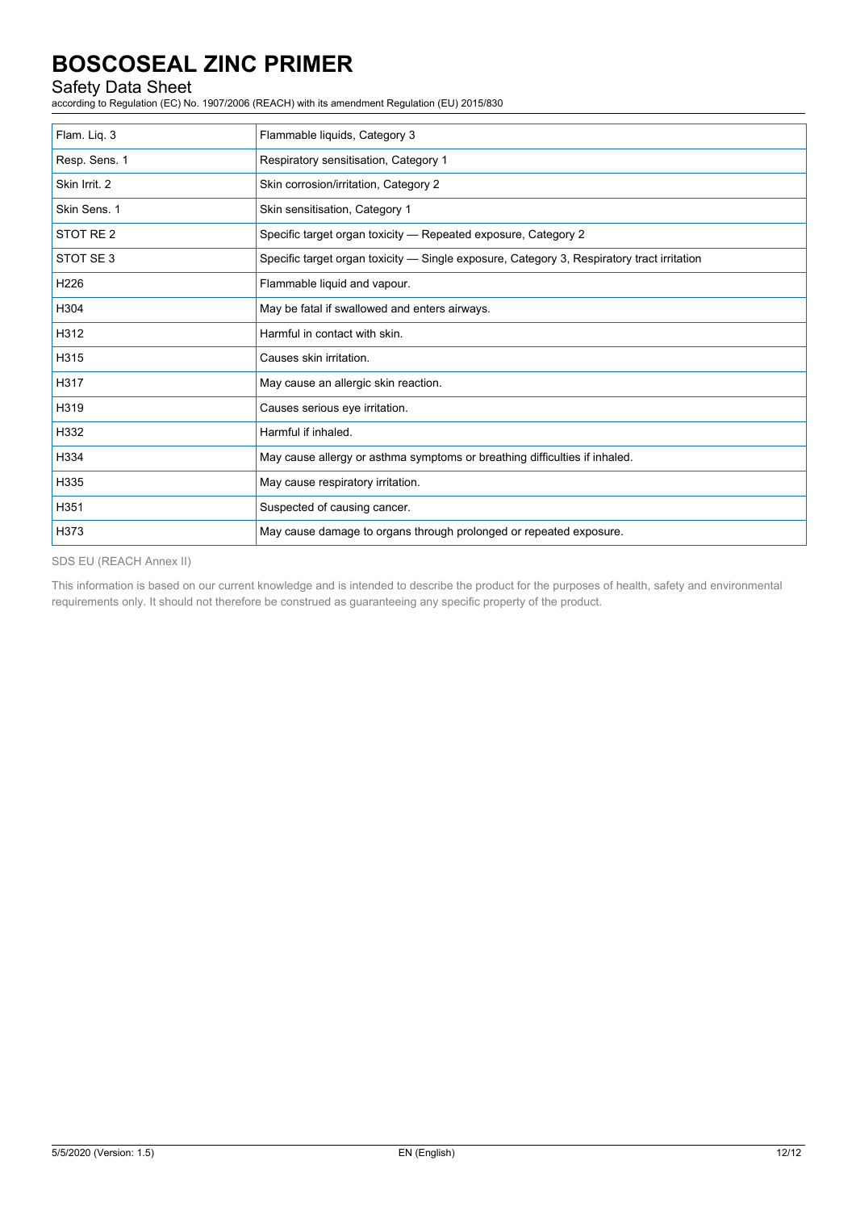| | |
|---|---|
| Flam. Liq. 3 | Flammable liquids, Category 3 |
| Resp. Sens. 1 | Respiratory sensitisation, Category 1 |
| Skin Irrit. 2 | Skin corrosion/irritation, Category 2 |
| Skin Sens. 1 | Skin sensitisation, Category 1 |
| STOT RE 2 | Specific target organ toxicity — Repeated exposure, Category 2 |
| STOT SE 3 | Specific target organ toxicity — Single exposure, Category 3, Respiratory tract irritation |
| H226 | Flammable liquid and vapour. |
| H304 | May be fatal if swallowed and enters airways. |
| H312 | Harmful in contact with skin. |
| H315 | Causes skin irritation. |
| H317 | May cause an allergic skin reaction. |
| H319 | Causes serious eye irritation. |
| H332 | Harmful if inhaled. |
| H334 | May cause allergy or asthma symptoms or breathing difficulties if inhaled. |
| H335 | May cause respiratory irritation. |
| H351 | Suspected of causing cancer. |
| H373 | May cause damage to organs through prolonged or repeated exposure. |

SDS EU (REACH Annex II)

This information is based on our current knowledge and is intended to describe the product for the purposes of health, safety and environmental requirements only. It should not therefore be construed as guaranteeing any specific property of the product.